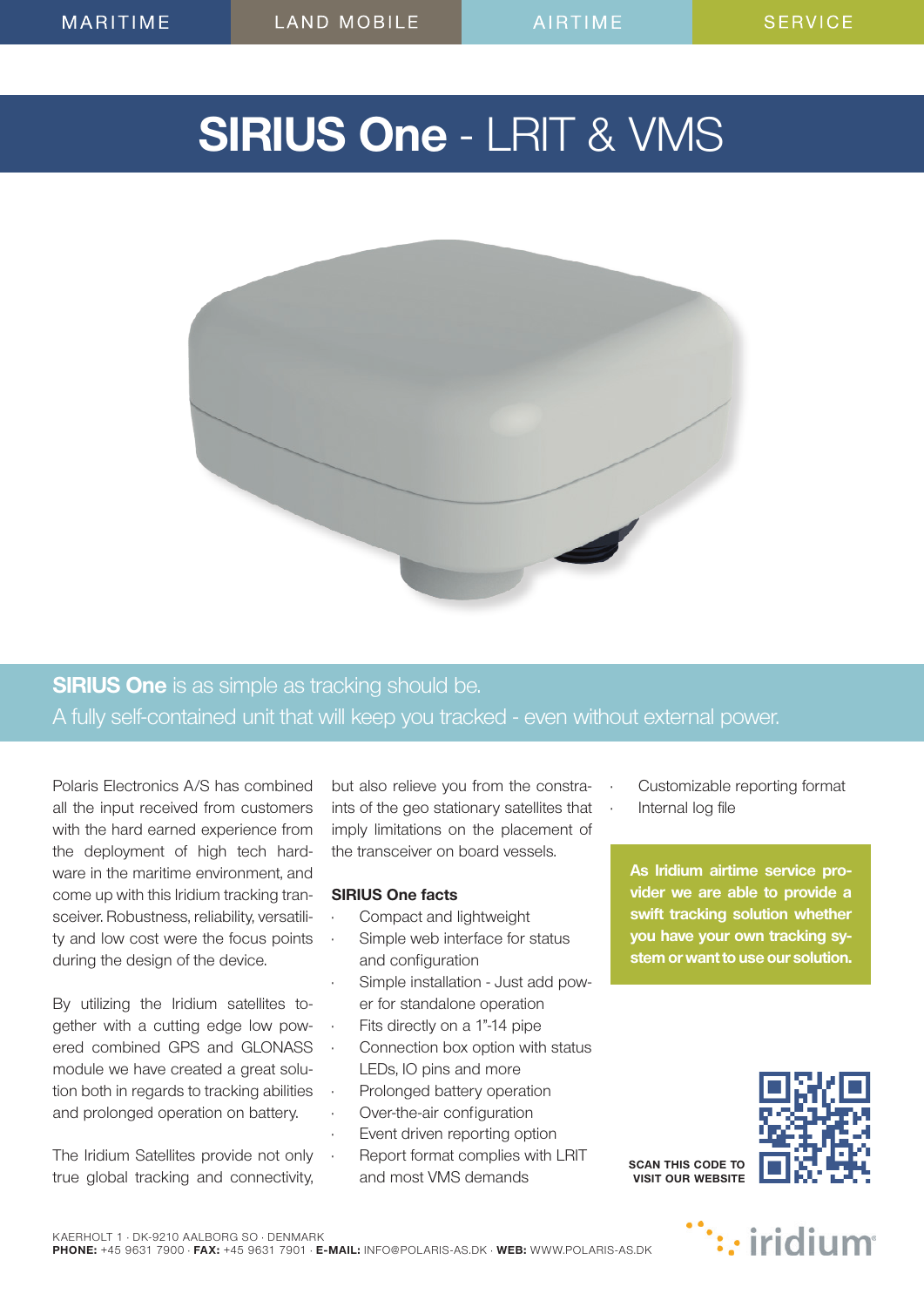MARITIME | LAND MOBILE | AIRTIME | SERVICE

# SIRIUS One - LRIT & VMS

**SIRIUS One** is as simple as tracking should be.
A fully self-contained unit that will keep you tracked - even without external power.

Polaris Electronics A/S has combined all the input received from customers with the hard earned experience from the deployment of high tech hardware in the maritime environment, and come up with this Iridium tracking transceiver. Robustness, reliability, versatility and low cost were the focus points during the design of the device.

By utilizing the Iridium satellites together with a cutting edge low powered combined GPS and GLONASS module we have created a great solution both in regards to tracking abilities and prolonged operation on battery.

The Iridium Satellites provide not only true global tracking and connectivity, but also relieve you from the constraints of the geo stationary satellites that imply limitations on the placement of the transceiver on board vessels.

### SIRIUS One facts

- Compact and lightweight
- Simple web interface for status and configuration
- Simple installation - Just add power for standalone operation
- Fits directly on a 1"-14 pipe
- Connection box option with status LEDs, IO pins and more
- Prolonged battery operation
- Over-the-air configuration
- Event driven reporting option
- Report format complies with LRIT and most VMS demands
- Customizable reporting format
- Internal log file

**As Iridium airtime service provider we are able to provide a swift tracking solution whether you have your own tracking system or want to use our solution.**

**SCAN THIS CODE TO VISIT OUR WEBSITE**

KAERHOLT 1 · DK-9210 AALBORG SO · DENMARK
**PHONE:** +45 9631 7900 · **FAX:** +45 9631 7901 · **E-MAIL:** INFO@POLARIS-AS.DK · **WEB:** WWW.POLARIS-AS.DK

iridium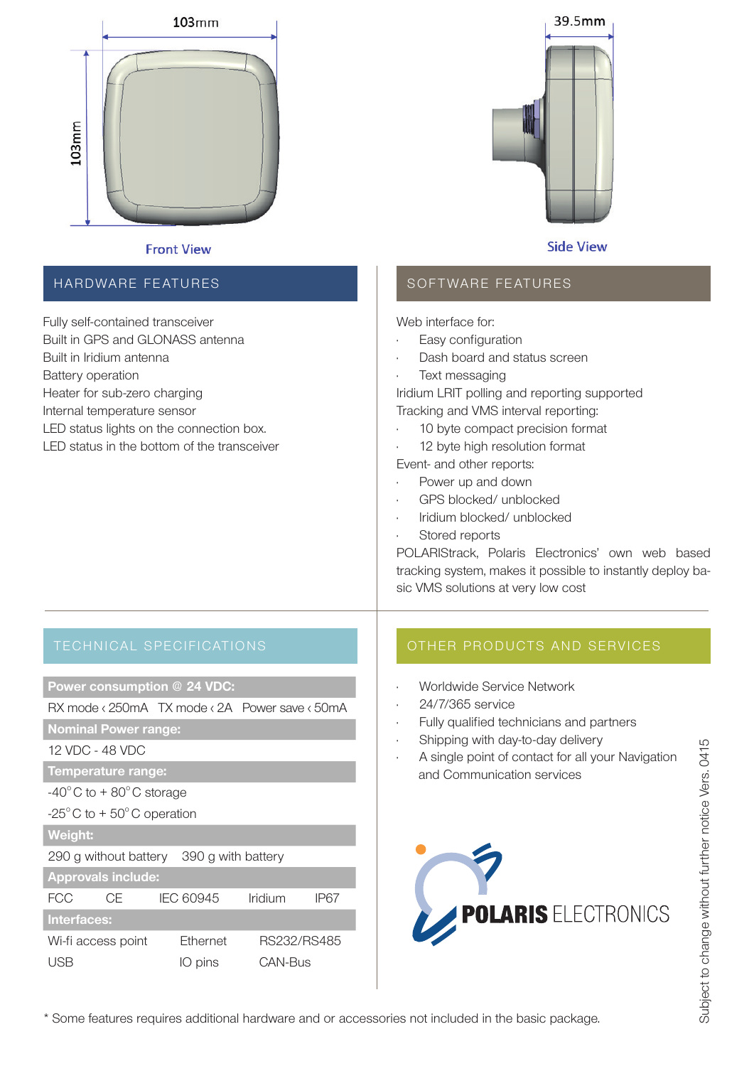103mm

103mm

Front View

39.5mm

Side View

## HARDWARE FEATURES

Fully self-contained transceiver
Built in GPS and GLONASS antenna
Built in Iridium antenna
Battery operation
Heater for sub-zero charging
Internal temperature sensor
LED status lights on the connection box.
LED status in the bottom of the transceiver

## SOFTWARE FEATURES

Web interface for:

- Easy configuration
- Dash board and status screen
- Text messaging

Iridium LRIT polling and reporting supported
Tracking and VMS interval reporting:

- 10 byte compact precision format
- 12 byte high resolution format

Event- and other reports:

- Power up and down
- GPS blocked/ unblocked
- Iridium blocked/ unblocked
- Stored reports

POLARIStrack, Polaris Electronics' own web based tracking system, makes it possible to instantly deploy basic VMS solutions at very low cost

## TECHNICAL SPECIFICATIONS

**Power consumption @ 24 VDC:**

RX mode ‹ 250mA TX mode ‹ 2A Power save ‹ 50mA

**Nominal Power range:**

12 VDC - 48 VDC

**Temperature range:**

-40°C to + 80°C storage
-25°C to + 50°C operation

**Weight:**

290 g without battery 390 g with battery

**Approvals include:**

FCC CE IEC 60945 Iridium IP67

**Interfaces:**

Wi-fi access point Ethernet RS232/RS485
USB IO pins CAN-Bus

## OTHER PRODUCTS AND SERVICES

- Worldwide Service Network
- 24/7/365 service
- Fully qualified technicians and partners
- Shipping with day-to-day delivery
- A single point of contact for all your Navigation and Communication services

POLARIS ELECTRONICS

Subject to change without further notice Vers. 0415

\* Some features requires additional hardware and or accessories not included in the basic package.